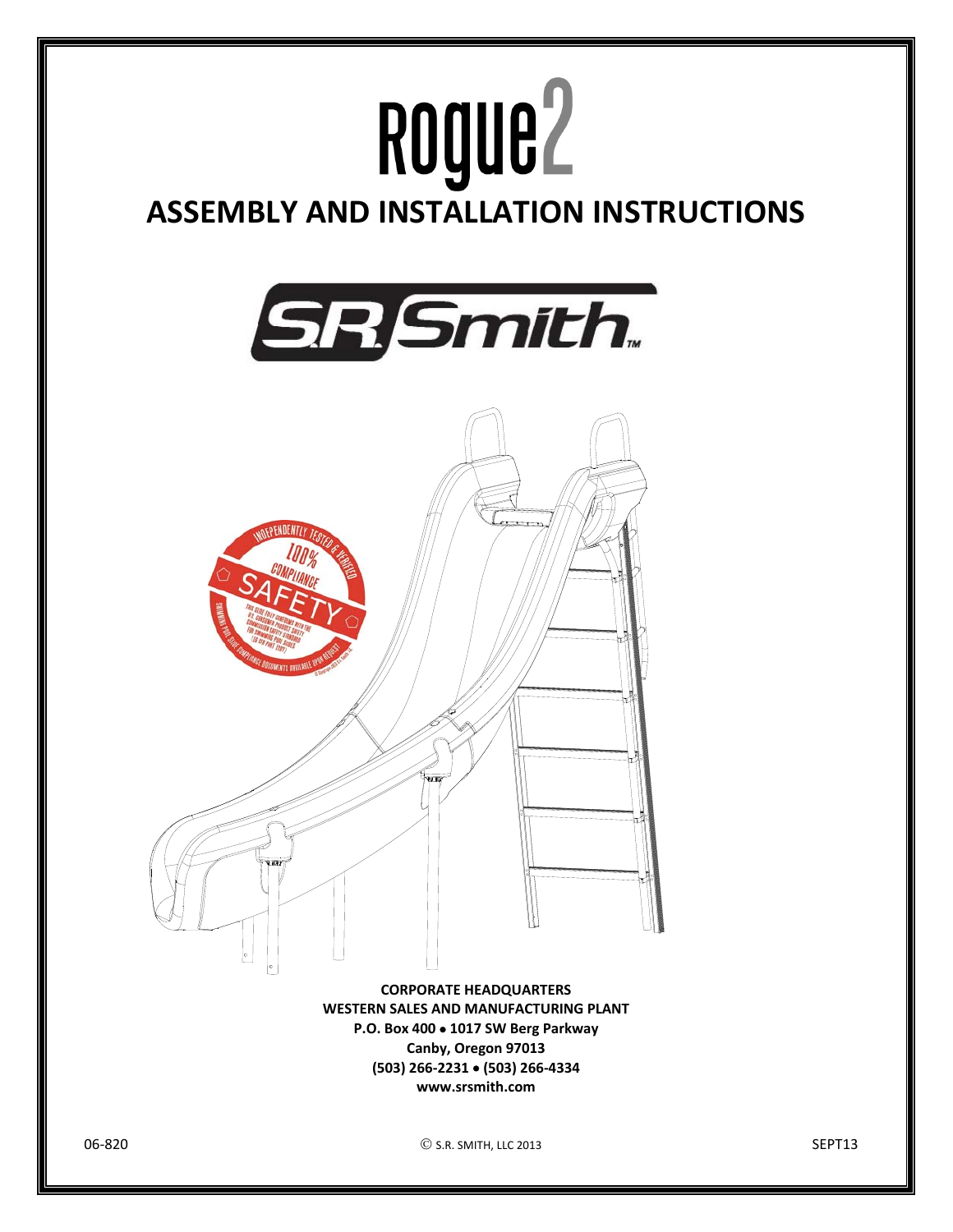# Rogue2

# ASSEMBLY AND INSTALLATION INSTRUCTIONS

S.R. Smith

**CORPORATE HEADQUARTERS**
**WESTERN SALES AND MANUFACTURING PLANT**
**P.O. Box 400 • 1017 SW Berg Parkway**
**Canby, Oregon 97013**
**(503) 266-2231 • (503) 266-4334**
**www.srsmith.com**

06-820 © S.R. SMITH, LLC 2013 SEPT13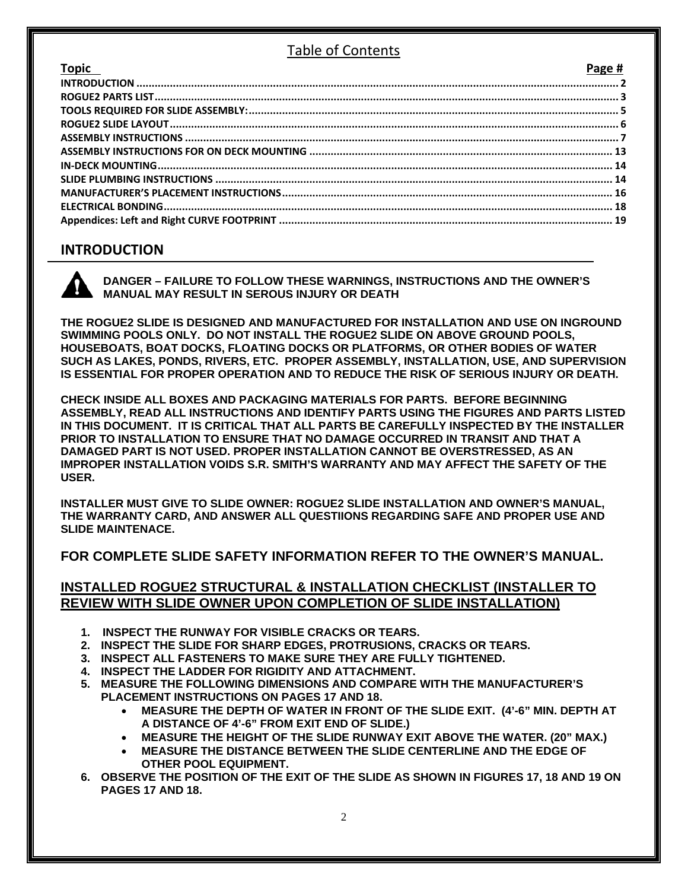# Table of Contents

| Topic | Page # |
|---|---|
| INTRODUCTION | 2 |
| ROGUE2 PARTS LIST | 3 |
| TOOLS REQUIRED FOR SLIDE ASSEMBLY: | 5 |
| ROGUE2 SLIDE LAYOUT | 6 |
| ASSEMBLY INSTRUCTIONS | 7 |
| ASSEMBLY INSTRUCTIONS FOR ON DECK MOUNTING | 13 |
| IN-DECK MOUNTING | 14 |
| SLIDE PLUMBING INSTRUCTIONS | 14 |
| MANUFACTURER'S PLACEMENT INSTRUCTIONS | 16 |
| ELECTRICAL BONDING | 18 |
| Appendices: Left and Right CURVE FOOTPRINT | 19 |

## INTRODUCTION

**DANGER – FAILURE TO FOLLOW THESE WARNINGS, INSTRUCTIONS AND THE OWNER'S MANUAL MAY RESULT IN SEROUS INJURY OR DEATH**

**THE ROGUE2 SLIDE IS DESIGNED AND MANUFACTURED FOR INSTALLATION AND USE ON INGROUND SWIMMING POOLS ONLY. DO NOT INSTALL THE ROGUE2 SLIDE ON ABOVE GROUND POOLS, HOUSEBOATS, BOAT DOCKS, FLOATING DOCKS OR PLATFORMS, OR OTHER BODIES OF WATER SUCH AS LAKES, PONDS, RIVERS, ETC. PROPER ASSEMBLY, INSTALLATION, USE, AND SUPERVISION IS ESSENTIAL FOR PROPER OPERATION AND TO REDUCE THE RISK OF SERIOUS INJURY OR DEATH.**

**CHECK INSIDE ALL BOXES AND PACKAGING MATERIALS FOR PARTS. BEFORE BEGINNING ASSEMBLY, READ ALL INSTRUCTIONS AND IDENTIFY PARTS USING THE FIGURES AND PARTS LISTED IN THIS DOCUMENT. IT IS CRITICAL THAT ALL PARTS BE CAREFULLY INSPECTED BY THE INSTALLER PRIOR TO INSTALLATION TO ENSURE THAT NO DAMAGE OCCURRED IN TRANSIT AND THAT A DAMAGED PART IS NOT USED. PROPER INSTALLATION CANNOT BE OVERSTRESSED, AS AN IMPROPER INSTALLATION VOIDS S.R. SMITH'S WARRANTY AND MAY AFFECT THE SAFETY OF THE USER.**

**INSTALLER MUST GIVE TO SLIDE OWNER: ROGUE2 SLIDE INSTALLATION AND OWNER'S MANUAL, THE WARRANTY CARD, AND ANSWER ALL QUESTIIONS REGARDING SAFE AND PROPER USE AND SLIDE MAINTENACE.**

**FOR COMPLETE SLIDE SAFETY INFORMATION REFER TO THE OWNER'S MANUAL.**

**INSTALLED ROGUE2 STRUCTURAL & INSTALLATION CHECKLIST (INSTALLER TO REVIEW WITH SLIDE OWNER UPON COMPLETION OF SLIDE INSTALLATION)**

1. **INSPECT THE RUNWAY FOR VISIBLE CRACKS OR TEARS.**
2. **INSPECT THE SLIDE FOR SHARP EDGES, PROTRUSIONS, CRACKS OR TEARS.**
3. **INSPECT ALL FASTENERS TO MAKE SURE THEY ARE FULLY TIGHTENED.**
4. **INSPECT THE LADDER FOR RIGIDITY AND ATTACHMENT.**
5. **MEASURE THE FOLLOWING DIMENSIONS AND COMPARE WITH THE MANUFACTURER'S PLACEMENT INSTRUCTIONS ON PAGES 17 AND 18.**
   - **MEASURE THE DEPTH OF WATER IN FRONT OF THE SLIDE EXIT. (4'-6" MIN. DEPTH AT A DISTANCE OF 4'-6" FROM EXIT END OF SLIDE.)**
   - **MEASURE THE HEIGHT OF THE SLIDE RUNWAY EXIT ABOVE THE WATER. (20" MAX.)**
   - **MEASURE THE DISTANCE BETWEEN THE SLIDE CENTERLINE AND THE EDGE OF OTHER POOL EQUIPMENT.**
6. **OBSERVE THE POSITION OF THE EXIT OF THE SLIDE AS SHOWN IN FIGURES 17, 18 AND 19 ON PAGES 17 AND 18.**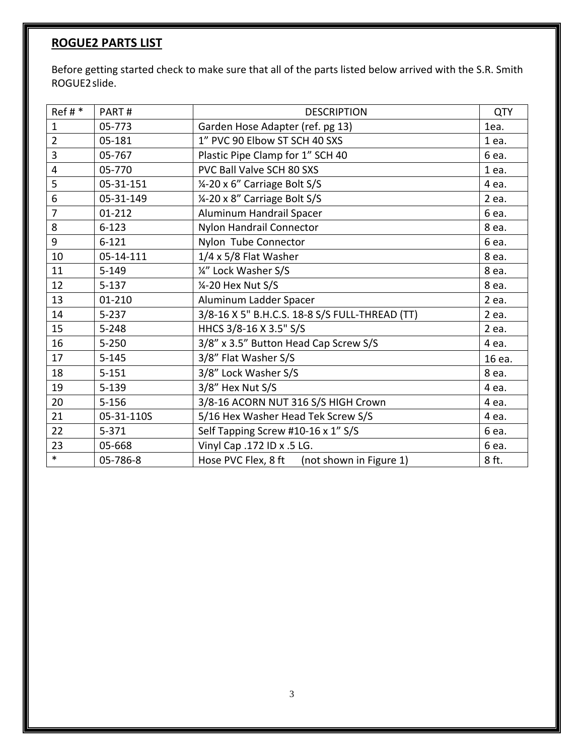## ROGUE2 PARTS LIST

Before getting started check to make sure that all of the parts listed below arrived with the S.R. Smith ROGUE2 slide.

| Ref # * | PART # | DESCRIPTION | QTY |
|---|---|---|---|
| 1 | 05-773 | Garden Hose Adapter (ref. pg 13) | 1ea. |
| 2 | 05-181 | 1” PVC 90 Elbow ST SCH 40 SXS | 1 ea. |
| 3 | 05-767 | Plastic Pipe Clamp for 1” SCH 40 | 6 ea. |
| 4 | 05-770 | PVC Ball Valve SCH 80 SXS | 1 ea. |
| 5 | 05-31-151 | ¼-20 x 6” Carriage Bolt S/S | 4 ea. |
| 6 | 05-31-149 | ¼-20 x 8” Carriage Bolt S/S | 2 ea. |
| 7 | 01-212 | Aluminum Handrail Spacer | 6 ea. |
| 8 | 6-123 | Nylon Handrail Connector | 8 ea. |
| 9 | 6-121 | Nylon Tube Connector | 6 ea. |
| 10 | 05-14-111 | 1/4 x 5/8 Flat Washer | 8 ea. |
| 11 | 5-149 | ¼” Lock Washer S/S | 8 ea. |
| 12 | 5-137 | ¼-20 Hex Nut S/S | 8 ea. |
| 13 | 01-210 | Aluminum Ladder Spacer | 2 ea. |
| 14 | 5-237 | 3/8-16 X 5" B.H.C.S. 18-8 S/S FULL-THREAD (TT) | 2 ea. |
| 15 | 5-248 | HHCS 3/8-16 X 3.5" S/S | 2 ea. |
| 16 | 5-250 | 3/8” x 3.5” Button Head Cap Screw S/S | 4 ea. |
| 17 | 5-145 | 3/8” Flat Washer S/S | 16 ea. |
| 18 | 5-151 | 3/8” Lock Washer S/S | 8 ea. |
| 19 | 5-139 | 3/8” Hex Nut S/S | 4 ea. |
| 20 | 5-156 | 3/8-16 ACORN NUT 316 S/S HIGH Crown | 4 ea. |
| 21 | 05-31-110S | 5/16 Hex Washer Head Tek Screw S/S | 4 ea. |
| 22 | 5-371 | Self Tapping Screw #10-16 x 1” S/S | 6 ea. |
| 23 | 05-668 | Vinyl Cap .172 ID x .5 LG. | 6 ea. |
| * | 05-786-8 | Hose PVC Flex, 8 ft (not shown in Figure 1) | 8 ft. |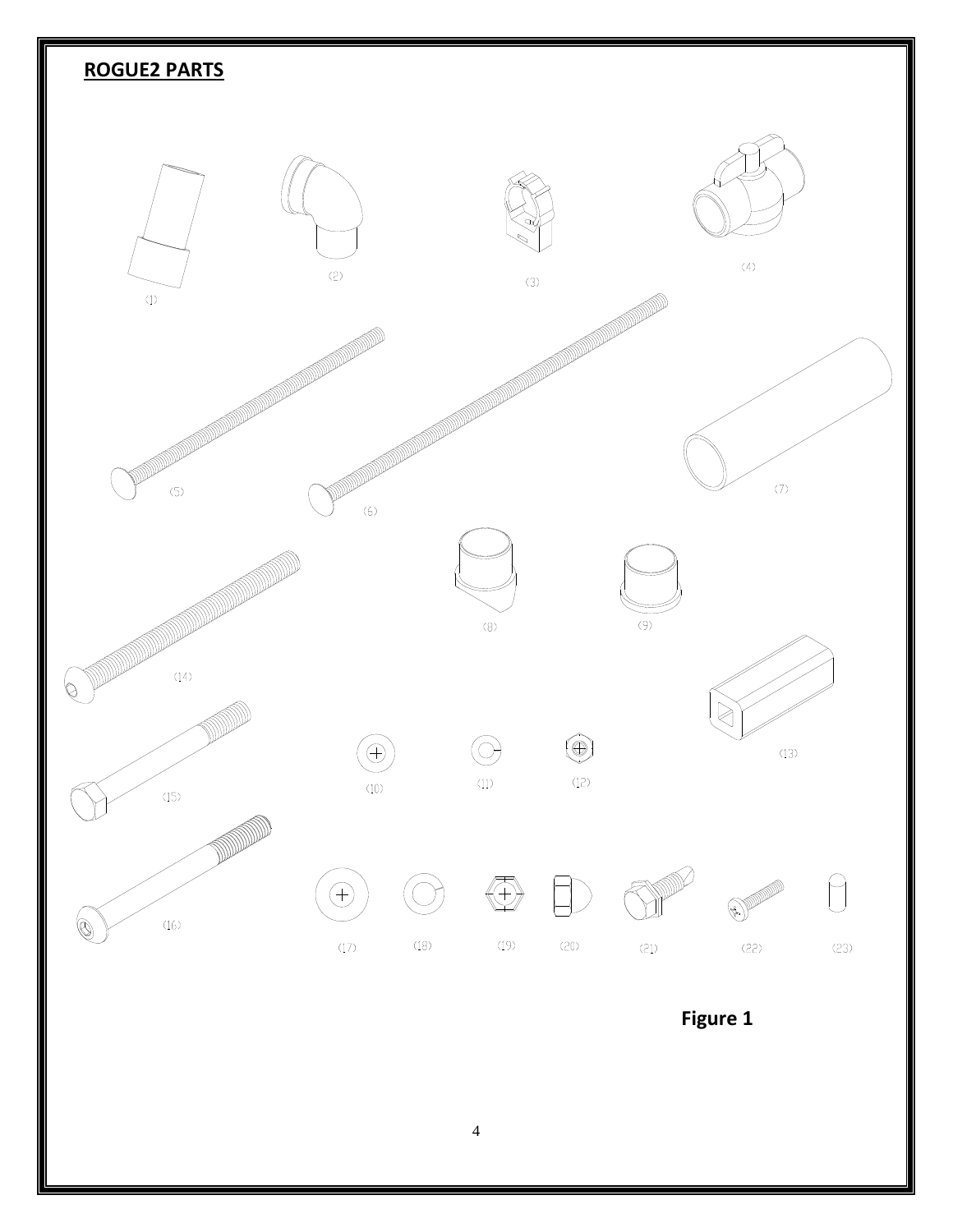## ROGUE2 PARTS

(1) (2) (3) (4)

(5) (6) (7)

(8) (9)

(14)

(13)

(10) (11) (12)

(15)

(16)

(17) (18) (19) (20) (21) (22) (23)

**Figure 1**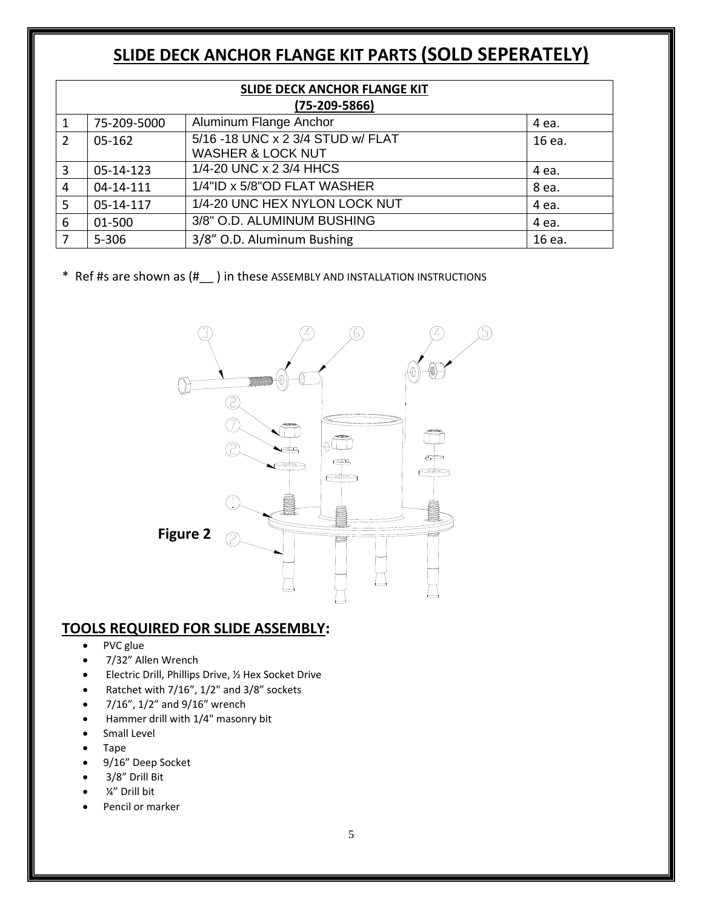# SLIDE DECK ANCHOR FLANGE KIT PARTS (SOLD SEPERATELY)

| SLIDE DECK ANCHOR FLANGE KIT (75-209-5866) | | | |
|---|---|---|---|
| 1 | 75-209-5000 | Aluminum Flange Anchor | 4 ea. |
| 2 | 05-162 | 5/16 -18 UNC x 2 3/4 STUD w/ FLAT WASHER & LOCK NUT | 16 ea. |
| 3 | 05-14-123 | 1/4-20 UNC x 2 3/4 HHCS | 4 ea. |
| 4 | 04-14-111 | 1/4"ID x 5/8"OD FLAT WASHER | 8 ea. |
| 5 | 05-14-117 | 1/4-20 UNC HEX NYLON LOCK NUT | 4 ea. |
| 6 | 01-500 | 3/8" O.D. ALUMINUM BUSHING | 4 ea. |
| 7 | 5-306 | 3/8" O.D. Aluminum Bushing | 16 ea. |

* Ref #s are shown as (#__ ) in these ASSEMBLY AND INSTALLATION INSTRUCTIONS

**Figure 2**

## TOOLS REQUIRED FOR SLIDE ASSEMBLY:

- PVC glue
- 7/32" Allen Wrench
- Electric Drill, Phillips Drive, ½ Hex Socket Drive
- Ratchet with 7/16", 1/2" and 3/8" sockets
- 7/16", 1/2" and 9/16" wrench
- Hammer drill with 1/4" masonry bit
- Small Level
- Tape
- 9/16" Deep Socket
- 3/8" Drill Bit
- ¼" Drill bit
- Pencil or marker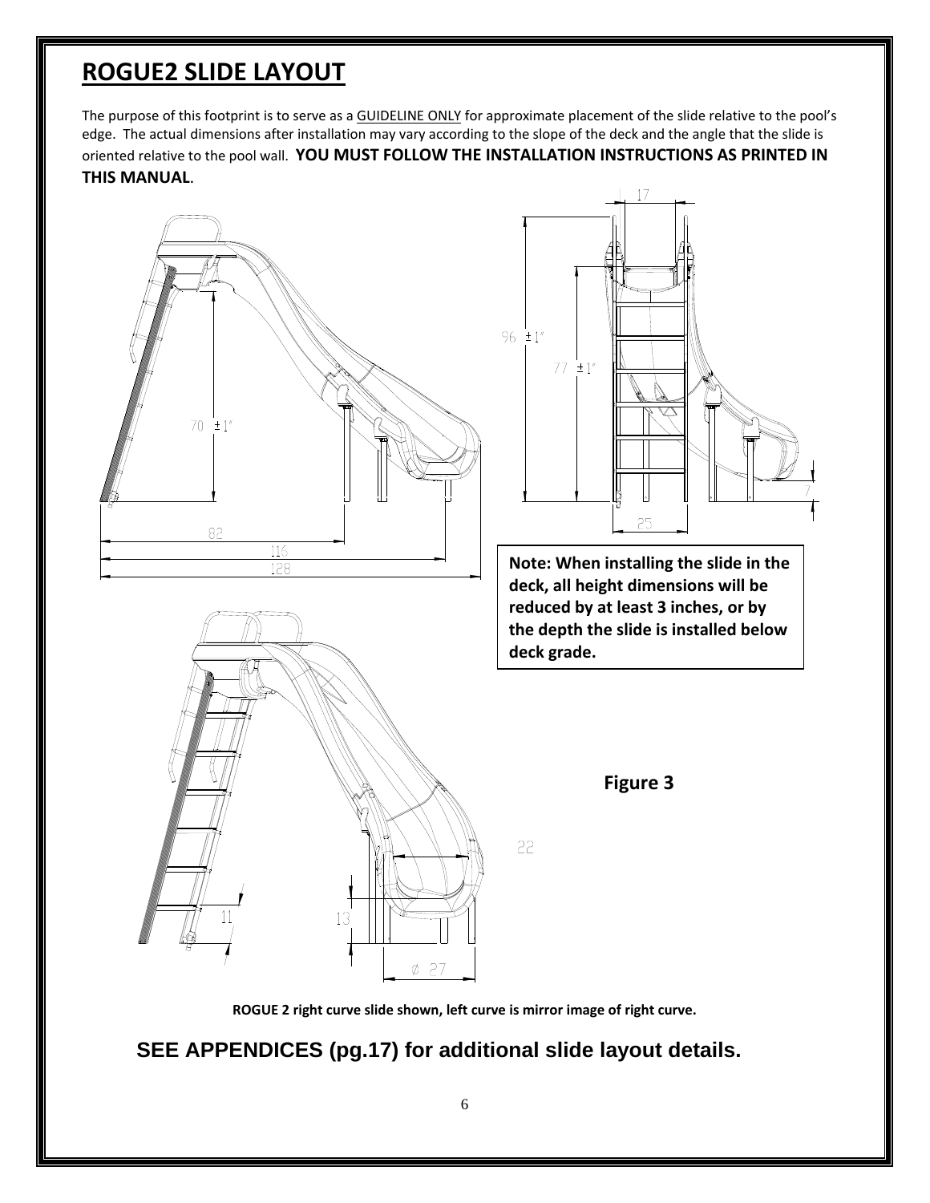# ROGUE2 SLIDE LAYOUT

The purpose of this footprint is to serve as a GUIDELINE ONLY for approximate placement of the slide relative to the pool's edge. The actual dimensions after installation may vary according to the slope of the deck and the angle that the slide is oriented relative to the pool wall. **YOU MUST FOLLOW THE INSTALLATION INSTRUCTIONS AS PRINTED IN THIS MANUAL**.

**Note: When installing the slide in the deck, all height dimensions will be reduced by at least 3 inches, or by the depth the slide is installed below deck grade.**

**Figure 3**

**ROGUE 2 right curve slide shown, left curve is mirror image of right curve.**

**SEE APPENDICES (pg.17) for additional slide layout details.**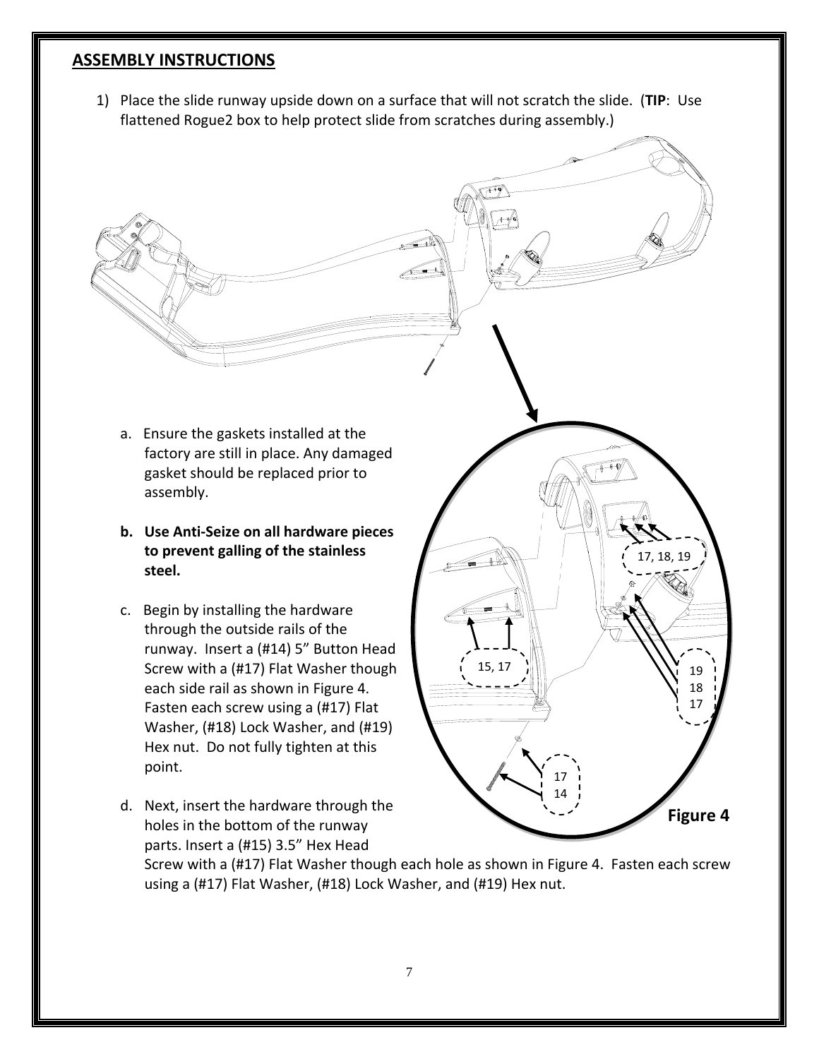## ASSEMBLY INSTRUCTIONS

1) Place the slide runway upside down on a surface that will not scratch the slide. (**TIP**: Use flattened Rogue2 box to help protect slide from scratches during assembly.)

   a. Ensure the gaskets installed at the factory are still in place. Any damaged gasket should be replaced prior to assembly.

   **b. Use Anti-Seize on all hardware pieces to prevent galling of the stainless steel.**

   c. Begin by installing the hardware through the outside rails of the runway. Insert a (#14) 5" Button Head Screw with a (#17) Flat Washer though each side rail as shown in Figure 4. Fasten each screw using a (#17) Flat Washer, (#18) Lock Washer, and (#19) Hex nut. Do not fully tighten at this point.

   d. Next, insert the hardware through the holes in the bottom of the runway parts. Insert a (#15) 3.5" Hex Head Screw with a (#17) Flat Washer though each hole as shown in Figure 4. Fasten each screw using a (#17) Flat Washer, (#18) Lock Washer, and (#19) Hex nut.

17, 18, 19

15, 17

19
18
17

17
14

Figure 4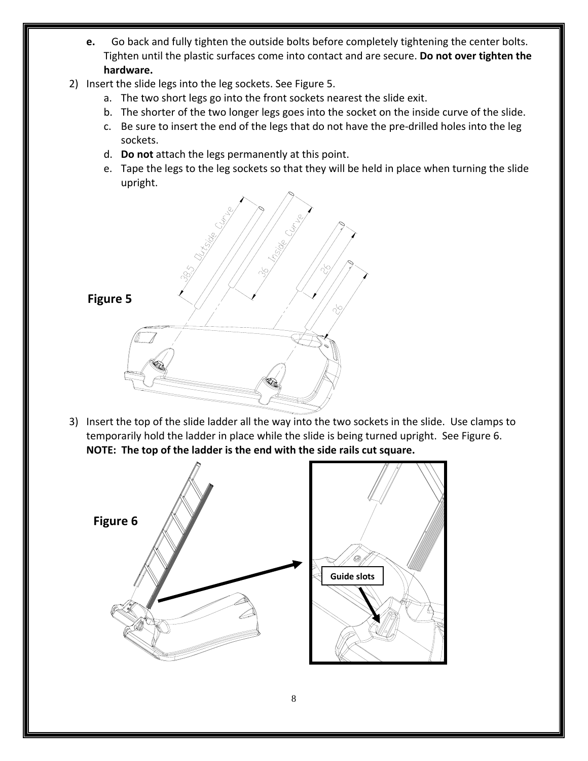**e.** Go back and fully tighten the outside bolts before completely tightening the center bolts. Tighten until the plastic surfaces come into contact and are secure. **Do not over tighten the hardware.**

2) Insert the slide legs into the leg sockets. See Figure 5.
   a. The two short legs go into the front sockets nearest the slide exit.
   b. The shorter of the two longer legs goes into the socket on the inside curve of the slide.
   c. Be sure to insert the end of the legs that do not have the pre-drilled holes into the leg sockets.
   d. **Do not** attach the legs permanently at this point.
   e. Tape the legs to the leg sockets so that they will be held in place when turning the slide upright.

**Figure 5**

3) Insert the top of the slide ladder all the way into the two sockets in the slide. Use clamps to temporarily hold the ladder in place while the slide is being turned upright. See Figure 6.
   **NOTE: The top of the ladder is the end with the side rails cut square.**

**Figure 6**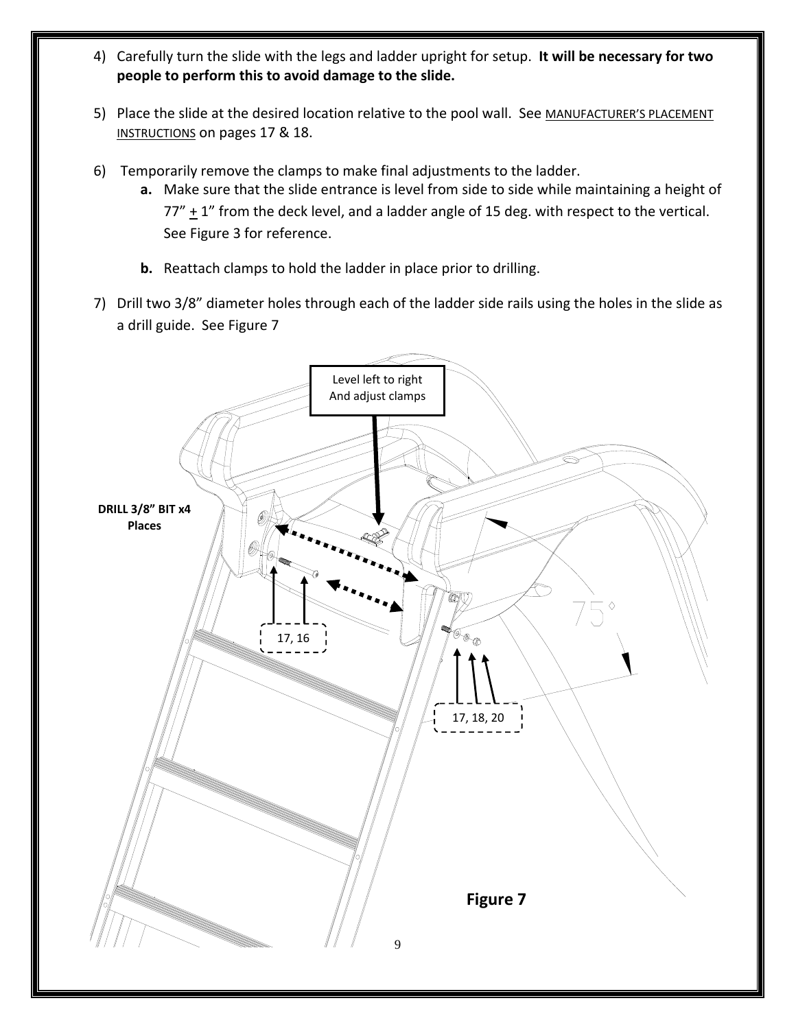4) Carefully turn the slide with the legs and ladder upright for setup. **It will be necessary for two people to perform this to avoid damage to the slide.**

5) Place the slide at the desired location relative to the pool wall. See MANUFACTURER'S PLACEMENT INSTRUCTIONS on pages 17 & 18.

6) Temporarily remove the clamps to make final adjustments to the ladder.
   - **a.** Make sure that the slide entrance is level from side to side while maintaining a height of 77" ± 1" from the deck level, and a ladder angle of 15 deg. with respect to the vertical. See Figure 3 for reference.
   - **b.** Reattach clamps to hold the ladder in place prior to drilling.

7) Drill two 3/8" diameter holes through each of the ladder side rails using the holes in the slide as a drill guide. See Figure 7

Level left to right
And adjust clamps

**DRILL 3/8" BIT x4 Places**

17, 16

17, 18, 20

75°

**Figure 7**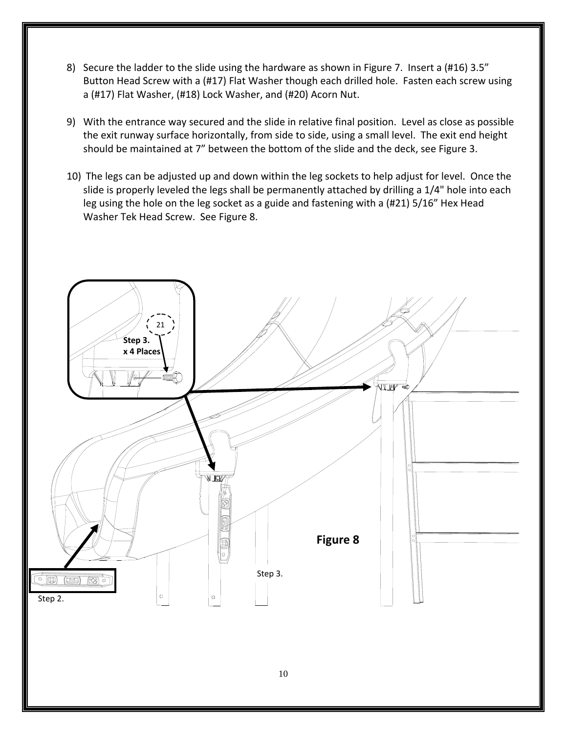8) Secure the ladder to the slide using the hardware as shown in Figure 7. Insert a (#16) 3.5" Button Head Screw with a (#17) Flat Washer though each drilled hole. Fasten each screw using a (#17) Flat Washer, (#18) Lock Washer, and (#20) Acorn Nut.

9) With the entrance way secured and the slide in relative final position. Level as close as possible the exit runway surface horizontally, from side to side, using a small level. The exit end height should be maintained at 7" between the bottom of the slide and the deck, see Figure 3.

10) The legs can be adjusted up and down within the leg sockets to help adjust for level. Once the slide is properly leveled the legs shall be permanently attached by drilling a 1/4" hole into each leg using the hole on the leg socket as a guide and fastening with a (#21) 5/16" Hex Head Washer Tek Head Screw. See Figure 8.

Figure 8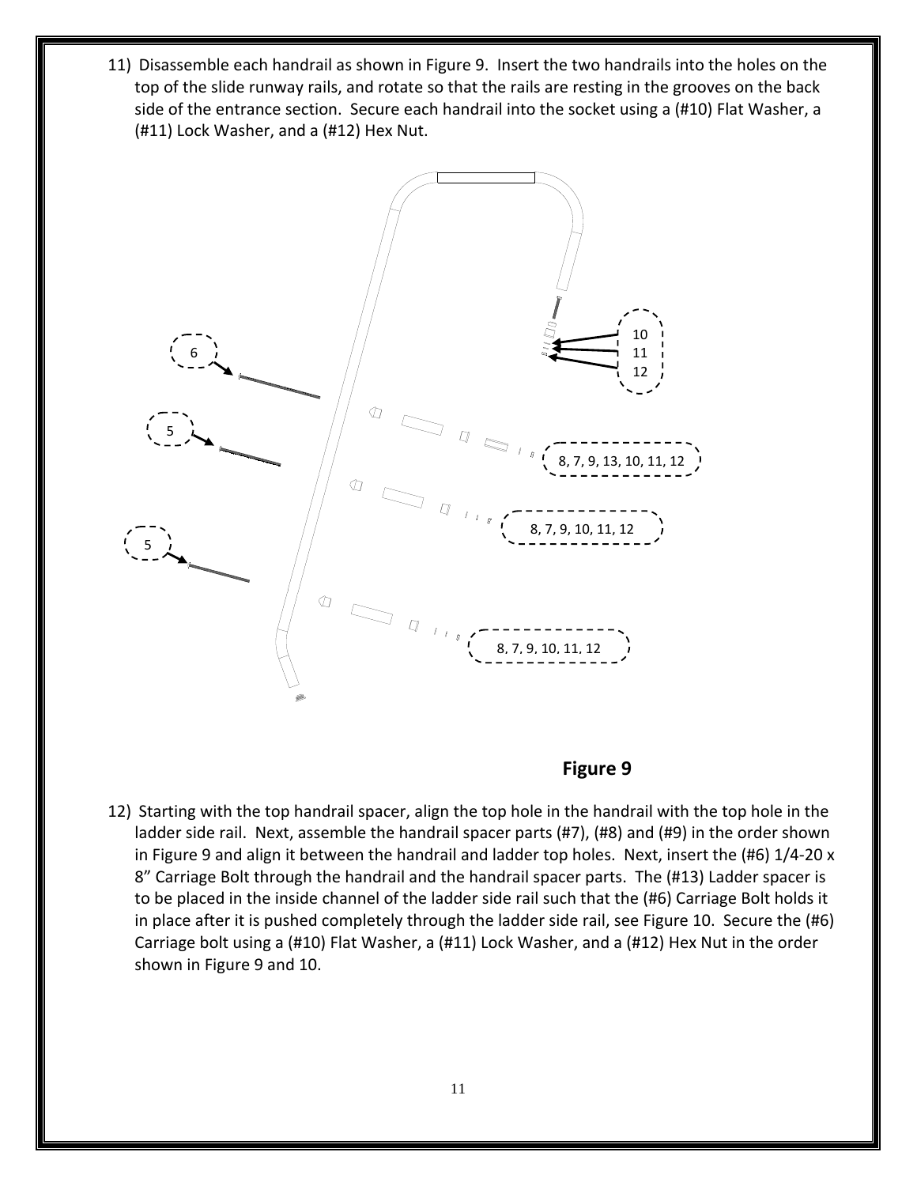11) Disassemble each handrail as shown in Figure 9. Insert the two handrails into the holes on the top of the slide runway rails, and rotate so that the rails are resting in the grooves on the back side of the entrance section. Secure each handrail into the socket using a (#10) Flat Washer, a (#11) Lock Washer, and a (#12) Hex Nut.

**Figure 9**

12) Starting with the top handrail spacer, align the top hole in the handrail with the top hole in the ladder side rail. Next, assemble the handrail spacer parts (#7), (#8) and (#9) in the order shown in Figure 9 and align it between the handrail and ladder top holes. Next, insert the (#6) 1/4-20 x 8" Carriage Bolt through the handrail and the handrail spacer parts. The (#13) Ladder spacer is to be placed in the inside channel of the ladder side rail such that the (#6) Carriage Bolt holds it in place after it is pushed completely through the ladder side rail, see Figure 10. Secure the (#6) Carriage bolt using a (#10) Flat Washer, a (#11) Lock Washer, and a (#12) Hex Nut in the order shown in Figure 9 and 10.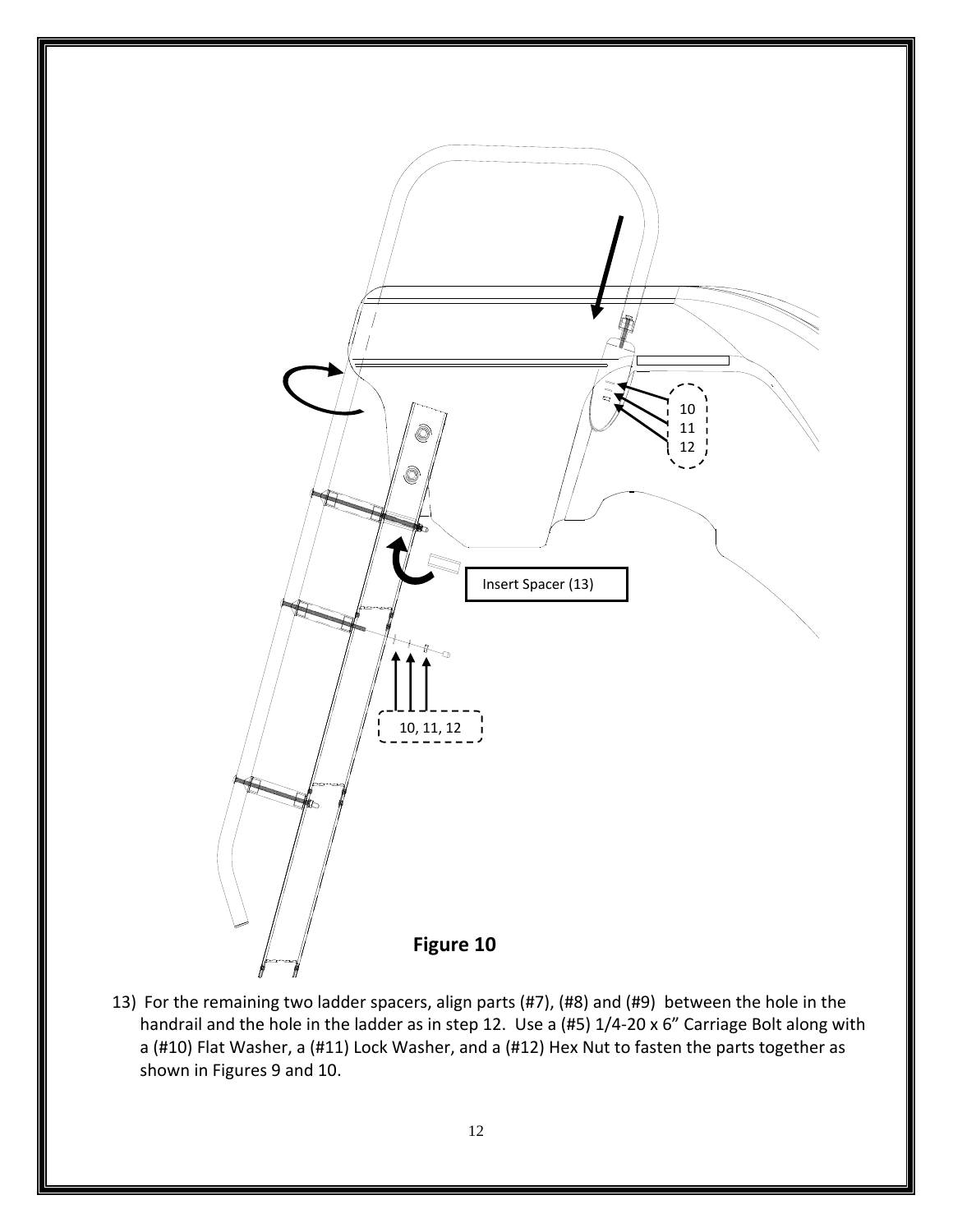Insert Spacer (13)

10
11
12

10, 11, 12

**Figure 10**

13) For the remaining two ladder spacers, align parts (#7), (#8) and (#9) between the hole in the handrail and the hole in the ladder as in step 12. Use a (#5) 1/4-20 x 6" Carriage Bolt along with a (#10) Flat Washer, a (#11) Lock Washer, and a (#12) Hex Nut to fasten the parts together as shown in Figures 9 and 10.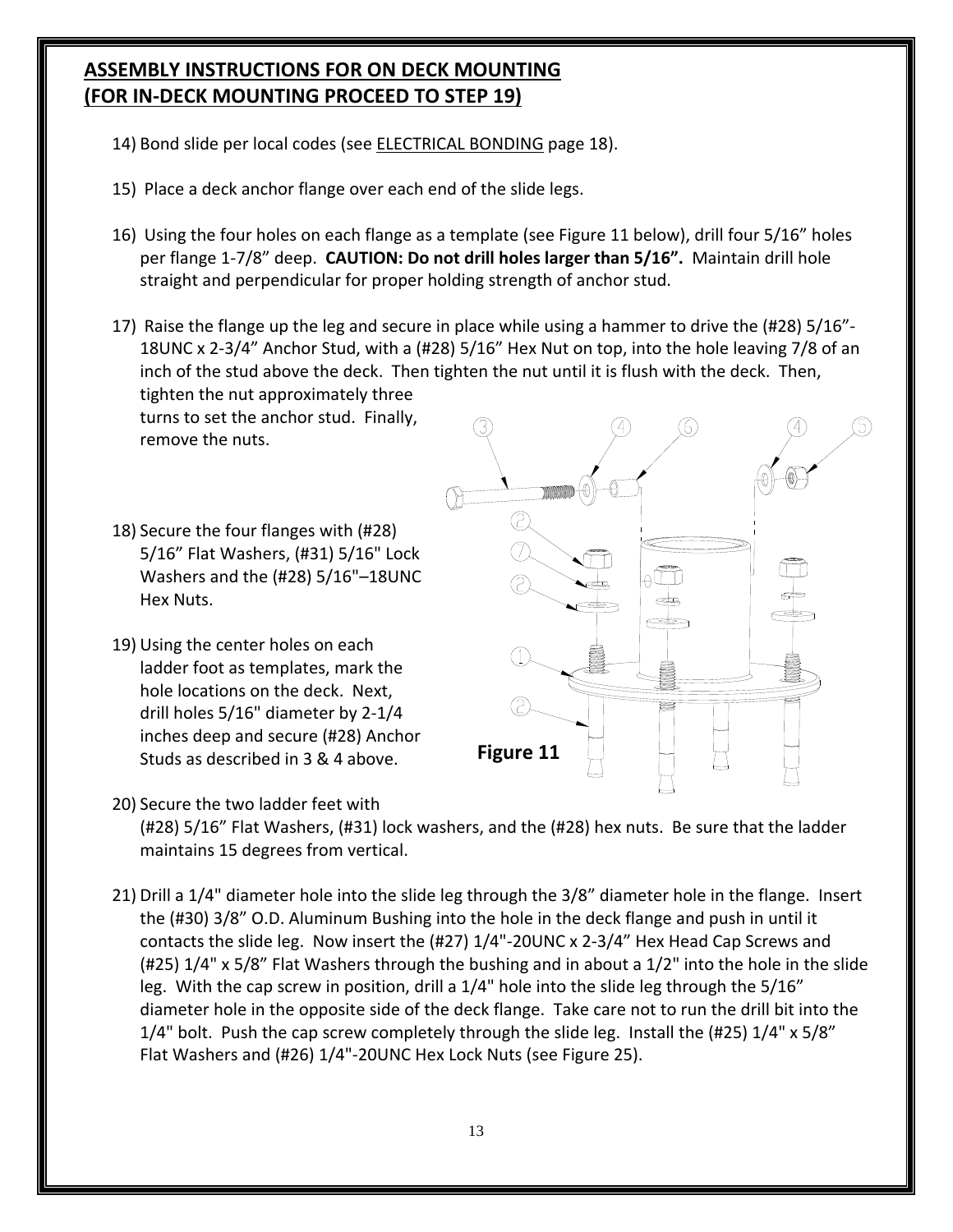## ASSEMBLY INSTRUCTIONS FOR ON DECK MOUNTING (FOR IN-DECK MOUNTING PROCEED TO STEP 19)

14) Bond slide per local codes (see ELECTRICAL BONDING page 18).

15) Place a deck anchor flange over each end of the slide legs.

16) Using the four holes on each flange as a template (see Figure 11 below), drill four 5/16" holes per flange 1-7/8" deep. **CAUTION: Do not drill holes larger than 5/16".** Maintain drill hole straight and perpendicular for proper holding strength of anchor stud.

17) Raise the flange up the leg and secure in place while using a hammer to drive the (#28) 5/16"-18UNC x 2-3/4" Anchor Stud, with a (#28) 5/16" Hex Nut on top, into the hole leaving 7/8 of an inch of the stud above the deck. Then tighten the nut until it is flush with the deck. Then, tighten the nut approximately three turns to set the anchor stud. Finally, remove the nuts.

18) Secure the four flanges with (#28) 5/16" Flat Washers, (#31) 5/16" Lock Washers and the (#28) 5/16"–18UNC Hex Nuts.

19) Using the center holes on each ladder foot as templates, mark the hole locations on the deck. Next, drill holes 5/16" diameter by 2-1/4 inches deep and secure (#28) Anchor Studs as described in 3 & 4 above.

**Figure 11**

20) Secure the two ladder feet with (#28) 5/16" Flat Washers, (#31) lock washers, and the (#28) hex nuts. Be sure that the ladder maintains 15 degrees from vertical.

21) Drill a 1/4" diameter hole into the slide leg through the 3/8" diameter hole in the flange. Insert the (#30) 3/8" O.D. Aluminum Bushing into the hole in the deck flange and push in until it contacts the slide leg. Now insert the (#27) 1/4"-20UNC x 2-3/4" Hex Head Cap Screws and (#25) 1/4" x 5/8" Flat Washers through the bushing and in about a 1/2" into the hole in the slide leg. With the cap screw in position, drill a 1/4" hole into the slide leg through the 5/16" diameter hole in the opposite side of the deck flange. Take care not to run the drill bit into the 1/4" bolt. Push the cap screw completely through the slide leg. Install the (#25) 1/4" x 5/8" Flat Washers and (#26) 1/4"-20UNC Hex Lock Nuts (see Figure 25).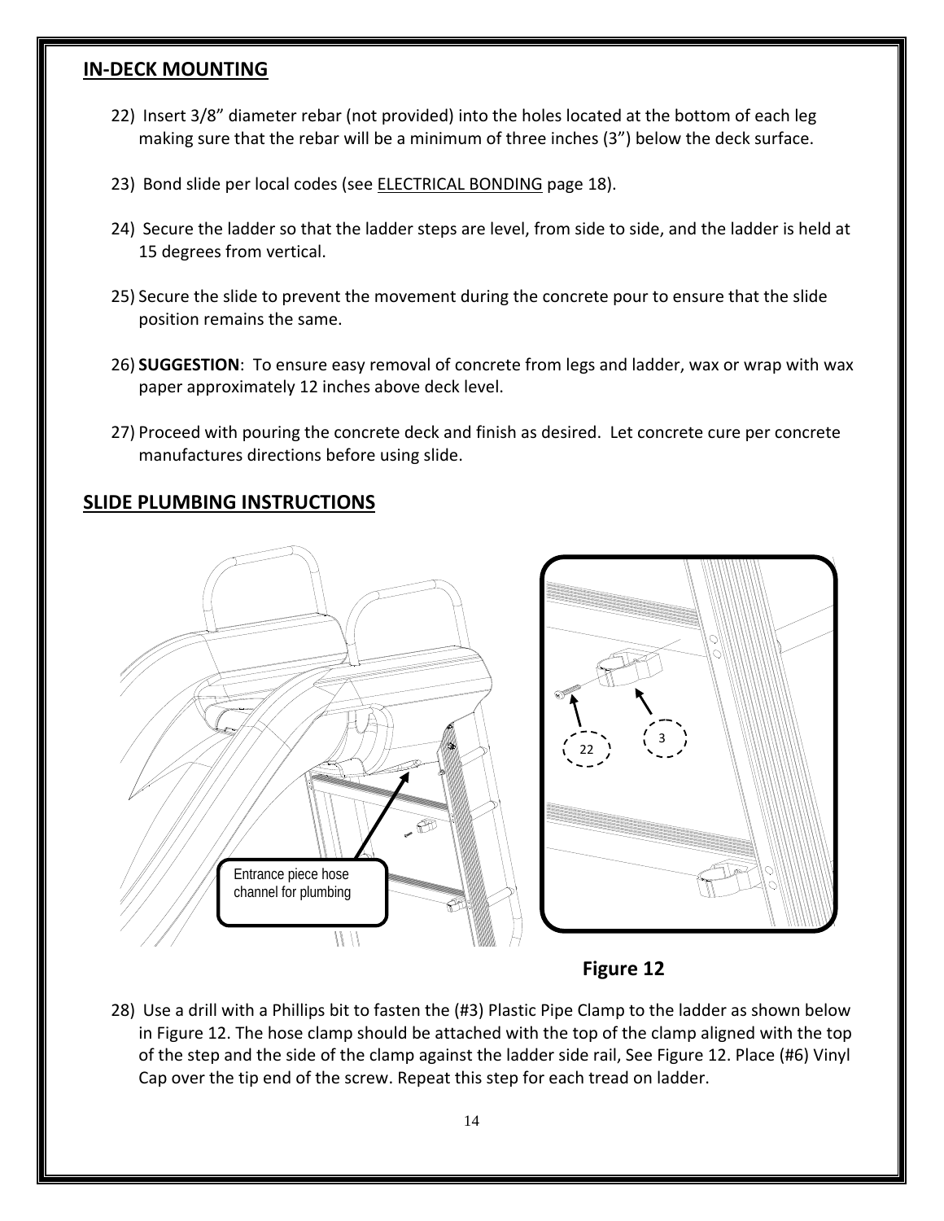## IN-DECK MOUNTING

22) Insert 3/8" diameter rebar (not provided) into the holes located at the bottom of each leg making sure that the rebar will be a minimum of three inches (3") below the deck surface.

23) Bond slide per local codes (see ELECTRICAL BONDING page 18).

24) Secure the ladder so that the ladder steps are level, from side to side, and the ladder is held at 15 degrees from vertical.

25) Secure the slide to prevent the movement during the concrete pour to ensure that the slide position remains the same.

26) **SUGGESTION**: To ensure easy removal of concrete from legs and ladder, wax or wrap with wax paper approximately 12 inches above deck level.

27) Proceed with pouring the concrete deck and finish as desired. Let concrete cure per concrete manufactures directions before using slide.

## SLIDE PLUMBING INSTRUCTIONS

Entrance piece hose channel for plumbing

22

3

**Figure 12**

28) Use a drill with a Phillips bit to fasten the (#3) Plastic Pipe Clamp to the ladder as shown below in Figure 12. The hose clamp should be attached with the top of the clamp aligned with the top of the step and the side of the clamp against the ladder side rail, See Figure 12. Place (#6) Vinyl Cap over the tip end of the screw. Repeat this step for each tread on ladder.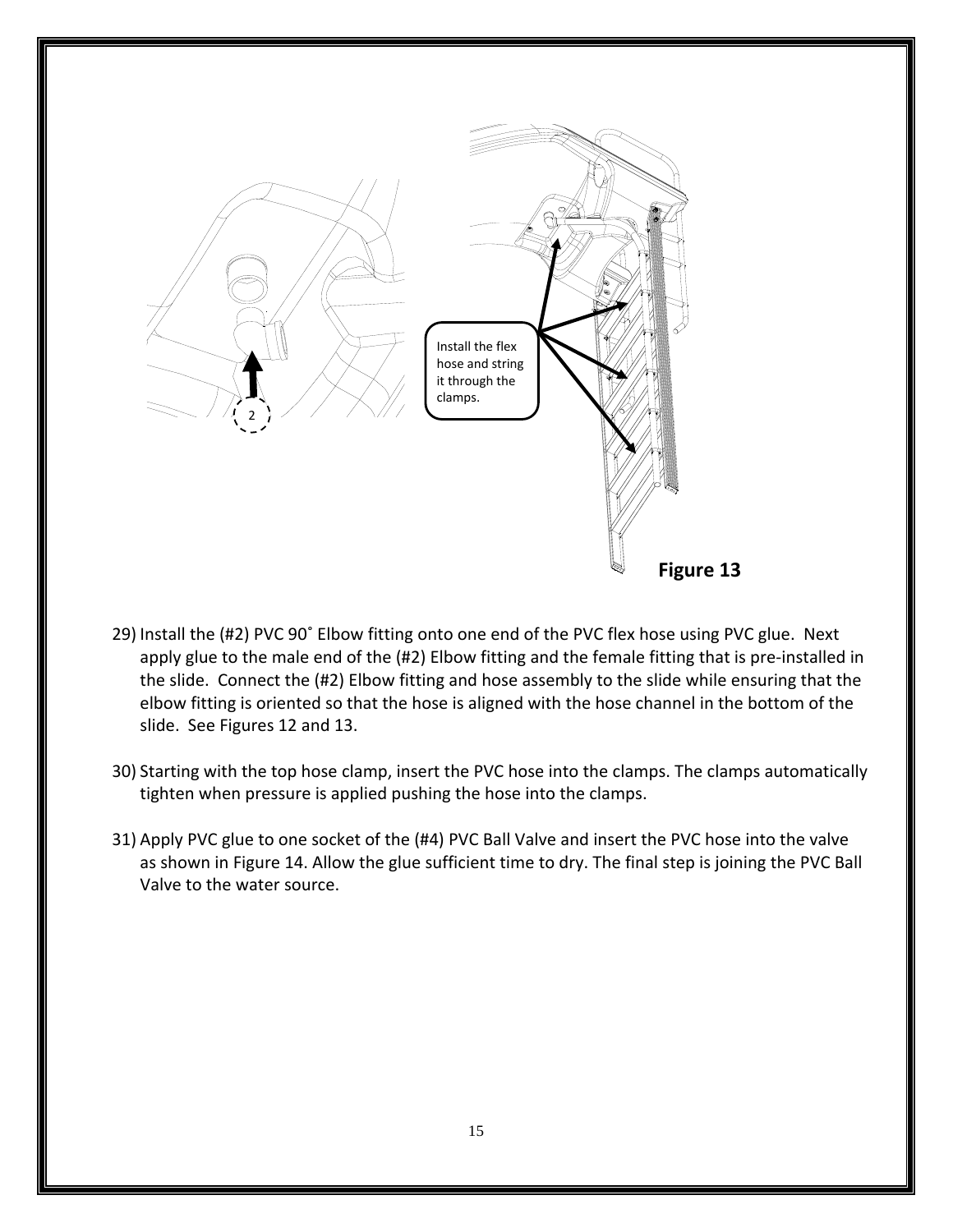Install the flex hose and string it through the clamps.

Figure 13

29) Install the (#2) PVC 90˚ Elbow fitting onto one end of the PVC flex hose using PVC glue. Next apply glue to the male end of the (#2) Elbow fitting and the female fitting that is pre-installed in the slide. Connect the (#2) Elbow fitting and hose assembly to the slide while ensuring that the elbow fitting is oriented so that the hose is aligned with the hose channel in the bottom of the slide. See Figures 12 and 13.

30) Starting with the top hose clamp, insert the PVC hose into the clamps. The clamps automatically tighten when pressure is applied pushing the hose into the clamps.

31) Apply PVC glue to one socket of the (#4) PVC Ball Valve and insert the PVC hose into the valve as shown in Figure 14. Allow the glue sufficient time to dry. The final step is joining the PVC Ball Valve to the water source.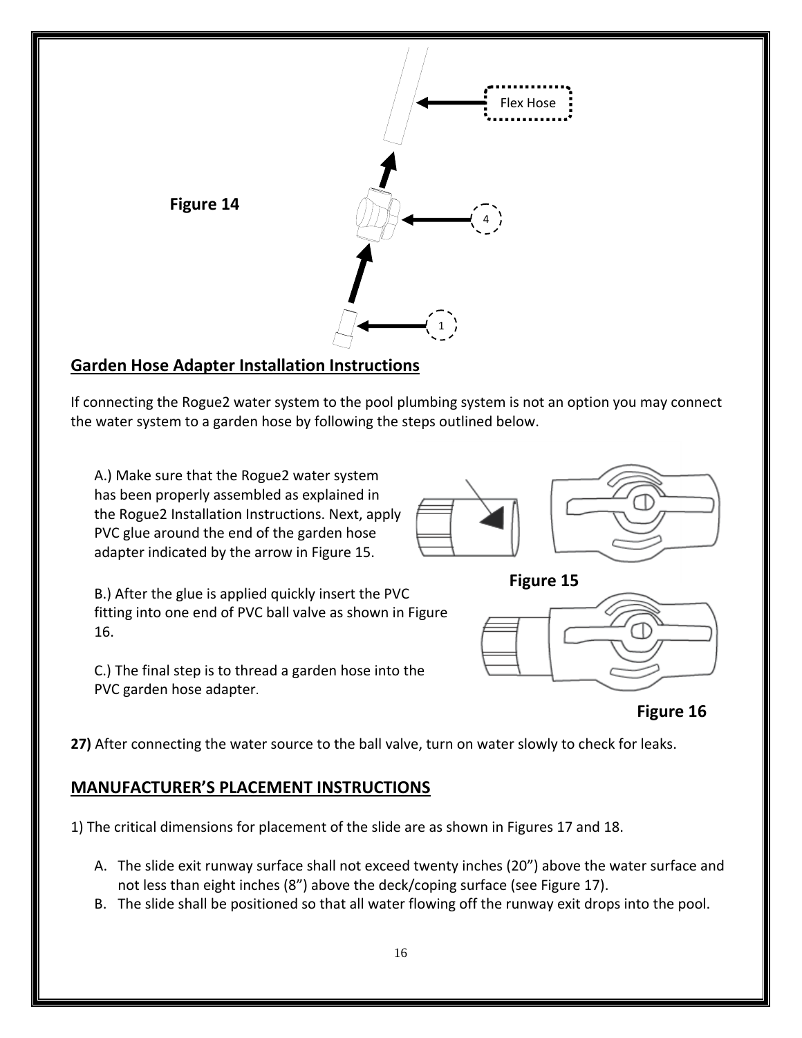Flex Hose

Figure 14

4

1

## Garden Hose Adapter Installation Instructions

If connecting the Rogue2 water system to the pool plumbing system is not an option you may connect the water system to a garden hose by following the steps outlined below.

A.) Make sure that the Rogue2 water system has been properly assembled as explained in the Rogue2 Installation Instructions. Next, apply PVC glue around the end of the garden hose adapter indicated by the arrow in Figure 15.

Figure 15

B.) After the glue is applied quickly insert the PVC fitting into one end of PVC ball valve as shown in Figure 16.

C.) The final step is to thread a garden hose into the PVC garden hose adapter.

Figure 16

**27)** After connecting the water source to the ball valve, turn on water slowly to check for leaks.

## MANUFACTURER'S PLACEMENT INSTRUCTIONS

1) The critical dimensions for placement of the slide are as shown in Figures 17 and 18.

A. The slide exit runway surface shall not exceed twenty inches (20") above the water surface and not less than eight inches (8") above the deck/coping surface (see Figure 17).
B. The slide shall be positioned so that all water flowing off the runway exit drops into the pool.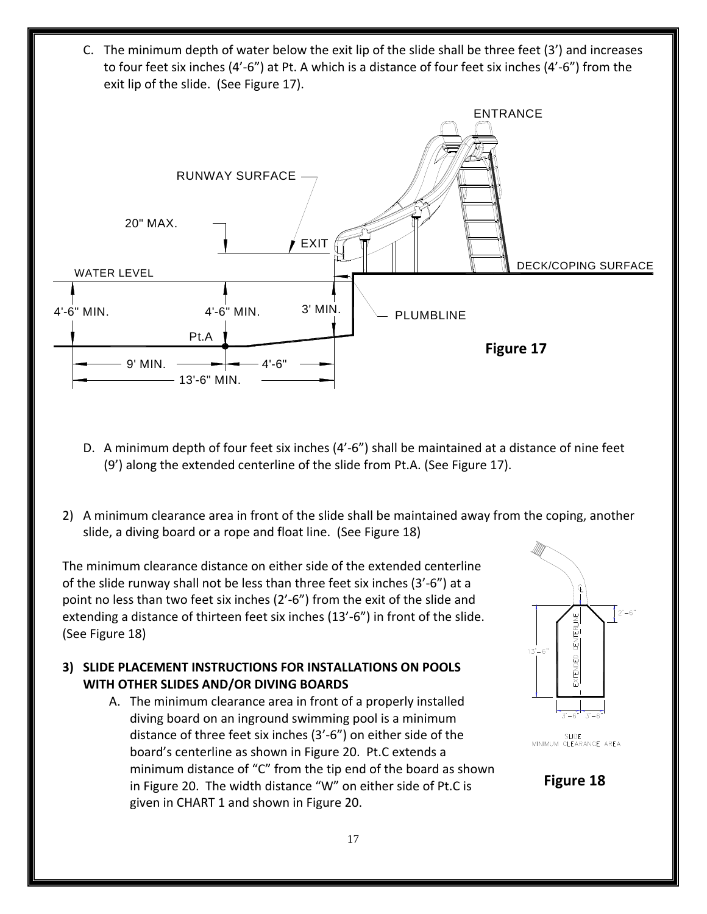C. The minimum depth of water below the exit lip of the slide shall be three feet (3') and increases to four feet six inches (4'-6") at Pt. A which is a distance of four feet six inches (4'-6") from the exit lip of the slide. (See Figure 17).

ENTRANCE

RUNWAY SURFACE

20" MAX.

EXIT

DECK/COPING SURFACE

WATER LEVEL

4'-6" MIN. 4'-6" MIN. 3' MIN.

PLUMBLINE

Pt.A

9' MIN. 4'-6"

13'-6" MIN.

**Figure 17**

D. A minimum depth of four feet six inches (4'-6") shall be maintained at a distance of nine feet (9') along the extended centerline of the slide from Pt.A. (See Figure 17).

2) A minimum clearance area in front of the slide shall be maintained away from the coping, another slide, a diving board or a rope and float line. (See Figure 18)

The minimum clearance distance on either side of the extended centerline of the slide runway shall not be less than three feet six inches (3'-6") at a point no less than two feet six inches (2'-6") from the exit of the slide and extending a distance of thirteen feet six inches (13'-6") in front of the slide. (See Figure 18)

2'-6"

13'-6"

EXTENDED CENTERLINE

3'-6" 3'-6"

SLIDE
MINIMUM CLEARANCE AREA

**Figure 18**

**3) SLIDE PLACEMENT INSTRUCTIONS FOR INSTALLATIONS ON POOLS WITH OTHER SLIDES AND/OR DIVING BOARDS**

A. The minimum clearance area in front of a properly installed diving board on an inground swimming pool is a minimum distance of three feet six inches (3'-6") on either side of the board's centerline as shown in Figure 20. Pt.C extends a minimum distance of "C" from the tip end of the board as shown in Figure 20. The width distance "W" on either side of Pt.C is given in CHART 1 and shown in Figure 20.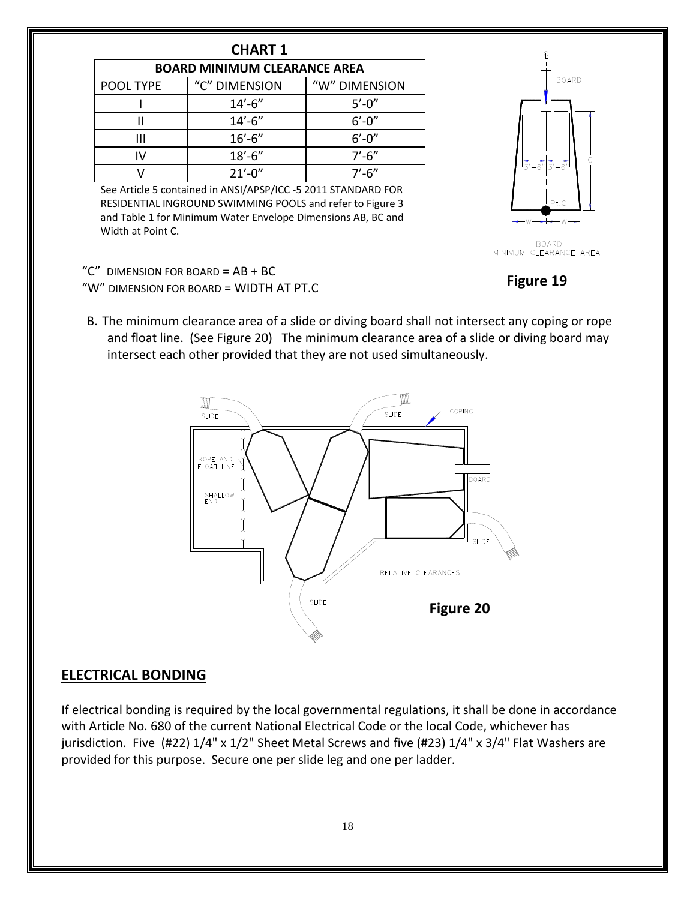**CHART 1**

| BOARD MINIMUM CLEARANCE AREA | | |
|---|---|---|
| POOL TYPE | "C" DIMENSION | "W" DIMENSION |
| I | 14'-6" | 5'-0" |
| II | 14'-6" | 6'-0" |
| III | 16'-6" | 6'-0" |
| IV | 18'-6" | 7'-6" |
| V | 21'-0" | 7'-6" |

See Article 5 contained in ANSI/APSP/ICC -5 2011 STANDARD FOR RESIDENTIAL INGROUND SWIMMING POOLS and refer to Figure 3 and Table 1 for Minimum Water Envelope Dimensions AB, BC and Width at Point C.

"C" DIMENSION FOR BOARD = AB + BC
"W" DIMENSION FOR BOARD = WIDTH AT PT.C

BOARD MINIMUM CLEARANCE AREA

**Figure 19**

B. The minimum clearance area of a slide or diving board shall not intersect any coping or rope and float line. (See Figure 20) The minimum clearance area of a slide or diving board may intersect each other provided that they are not used simultaneously.

RELATIVE CLEARANCES

**Figure 20**

## ELECTRICAL BONDING

If electrical bonding is required by the local governmental regulations, it shall be done in accordance with Article No. 680 of the current National Electrical Code or the local Code, whichever has jurisdiction. Five (#22) 1/4" x 1/2" Sheet Metal Screws and five (#23) 1/4" x 3/4" Flat Washers are provided for this purpose. Secure one per slide leg and one per ladder.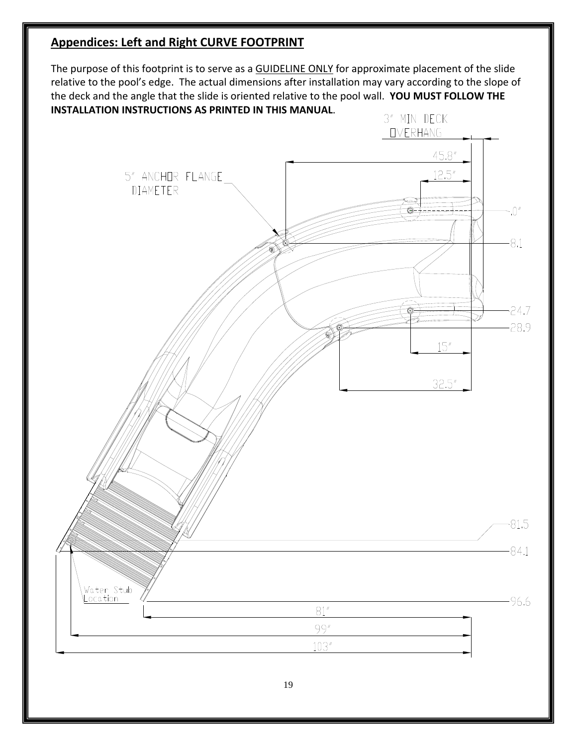## Appendices: Left and Right CURVE FOOTPRINT

The purpose of this footprint is to serve as a GUIDELINE ONLY for approximate placement of the slide relative to the pool's edge. The actual dimensions after installation may vary according to the slope of the deck and the angle that the slide is oriented relative to the pool wall. **YOU MUST FOLLOW THE INSTALLATION INSTRUCTIONS AS PRINTED IN THIS MANUAL**.

3" MIN DECK OVERHANG

45.8"

5" ANCHOR FLANGE DIAMETER

12.5"

.0"

8.1

24.7

28.9

15"

32.5"

81.5

84.1

Water Stub Location

96.6

81"

99"

103"